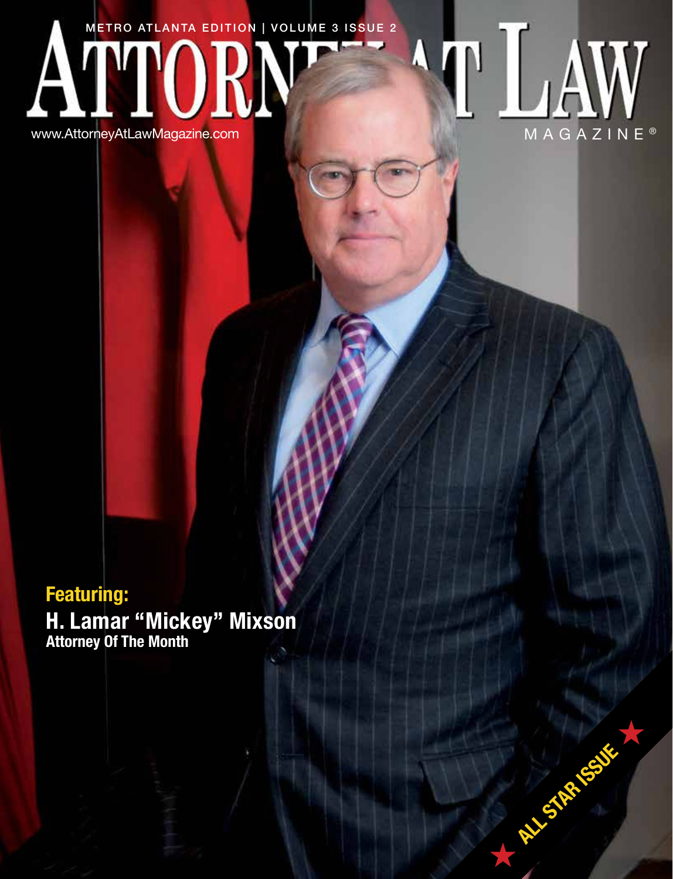METRO ATLANTA EDITION | VOLUME 3 ISSUE 2

# ATTORNEY AT LAW MAGAZINE®

www.AttorneyAtLawMagazine.com

**Featuring:**

## H. Lamar "Mickey" Mixson

**Attorney Of The Month**

ALL STAR ISSUE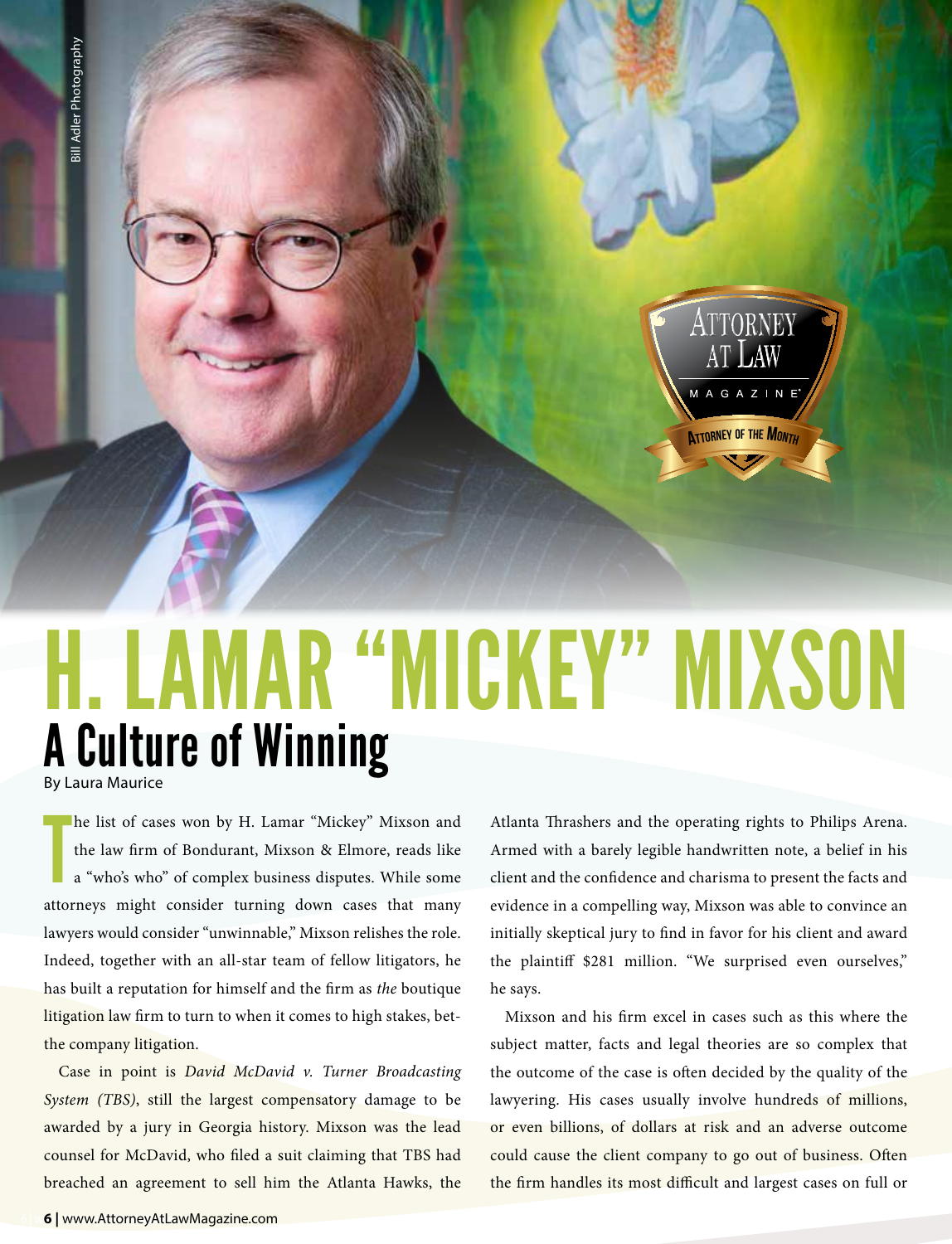# H. LAMAR "MICKEY" MIXSON

## A Culture of Winning

By Laura Maurice

The list of cases won by H. Lamar "Mickey" Mixson and the law firm of Bondurant, Mixson & Elmore, reads like a "who's who" of complex business disputes. While some attorneys might consider turning down cases that many lawyers would consider "unwinnable," Mixson relishes the role. Indeed, together with an all-star team of fellow litigators, he has built a reputation for himself and the firm as *the* boutique litigation law firm to turn to when it comes to high stakes, bet-the company litigation.

Case in point is *David McDavid v. Turner Broadcasting System (TBS)*, still the largest compensatory damage to be awarded by a jury in Georgia history. Mixson was the lead counsel for McDavid, who filed a suit claiming that TBS had breached an agreement to sell him the Atlanta Hawks, the Atlanta Thrashers and the operating rights to Philips Arena. Armed with a barely legible handwritten note, a belief in his client and the confidence and charisma to present the facts and evidence in a compelling way, Mixson was able to convince an initially skeptical jury to find in favor for his client and award the plaintiff $281 million. "We surprised even ourselves," he says.

Mixson and his firm excel in cases such as this where the subject matter, facts and legal theories are so complex that the outcome of the case is often decided by the quality of the lawyering. His cases usually involve hundreds of millions, or even billions, of dollars at risk and an adverse outcome could cause the client company to go out of business. Often the firm handles its most difficult and largest cases on full or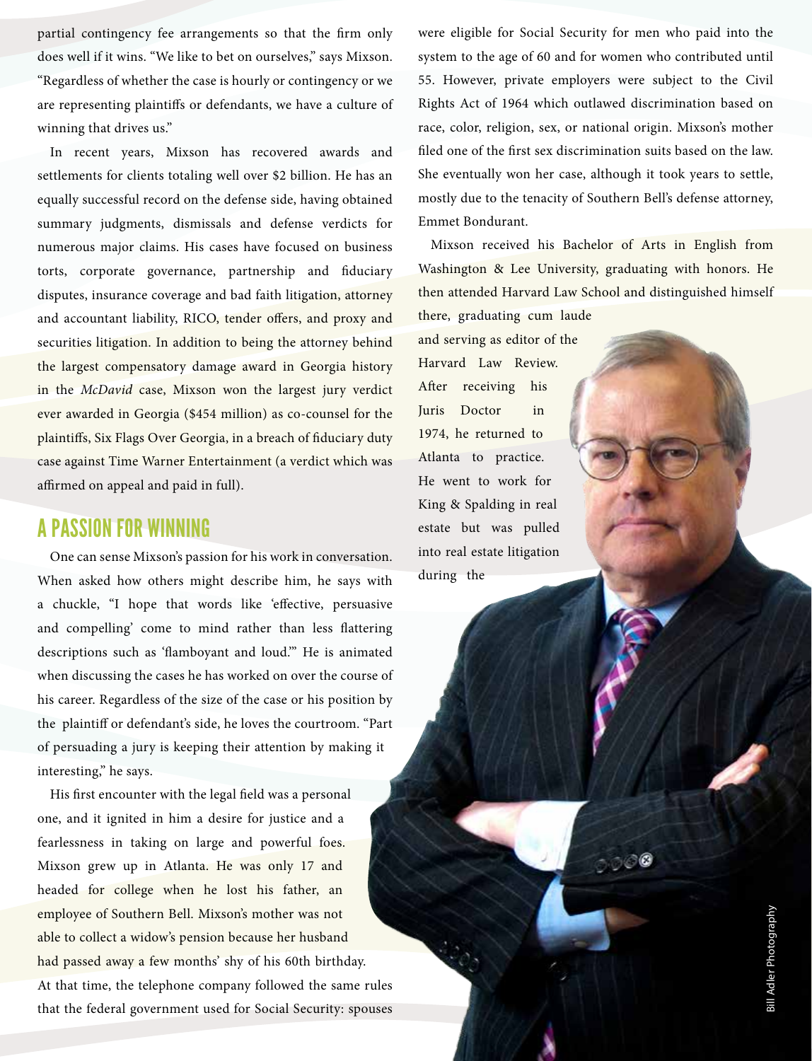partial contingency fee arrangements so that the firm only does well if it wins. "We like to bet on ourselves," says Mixson. "Regardless of whether the case is hourly or contingency or we are representing plaintiffs or defendants, we have a culture of winning that drives us."

In recent years, Mixson has recovered awards and settlements for clients totaling well over $2 billion. He has an equally successful record on the defense side, having obtained summary judgments, dismissals and defense verdicts for numerous major claims. His cases have focused on business torts, corporate governance, partnership and fiduciary disputes, insurance coverage and bad faith litigation, attorney and accountant liability, RICO, tender offers, and proxy and securities litigation. In addition to being the attorney behind the largest compensatory damage award in Georgia history in the *McDavid* case, Mixson won the largest jury verdict ever awarded in Georgia ($454 million) as co-counsel for the plaintiffs, Six Flags Over Georgia, in a breach of fiduciary duty case against Time Warner Entertainment (a verdict which was affirmed on appeal and paid in full).

## A PASSION FOR WINNING

One can sense Mixson's passion for his work in conversation. When asked how others might describe him, he says with a chuckle, "I hope that words like 'effective, persuasive and compelling' come to mind rather than less flattering descriptions such as 'flamboyant and loud.'" He is animated when discussing the cases he has worked on over the course of his career. Regardless of the size of the case or his position by the plaintiff or defendant's side, he loves the courtroom. "Part of persuading a jury is keeping their attention by making it interesting," he says.

His first encounter with the legal field was a personal one, and it ignited in him a desire for justice and a fearlessness in taking on large and powerful foes. Mixson grew up in Atlanta. He was only 17 and headed for college when he lost his father, an employee of Southern Bell. Mixson's mother was not able to collect a widow's pension because her husband had passed away a few months' shy of his 60th birthday. At that time, the telephone company followed the same rules that the federal government used for Social Security: spouses were eligible for Social Security for men who paid into the system to the age of 60 and for women who contributed until 55. However, private employers were subject to the Civil Rights Act of 1964 which outlawed discrimination based on race, color, religion, sex, or national origin. Mixson's mother filed one of the first sex discrimination suits based on the law. She eventually won her case, although it took years to settle, mostly due to the tenacity of Southern Bell's defense attorney, Emmet Bondurant.

Mixson received his Bachelor of Arts in English from Washington & Lee University, graduating with honors. He then attended Harvard Law School and distinguished himself there, graduating cum laude and serving as editor of the Harvard Law Review. After receiving his Juris Doctor in 1974, he returned to Atlanta to practice. He went to work for King & Spalding in real estate but was pulled into real estate litigation during the

Bill Adler Photography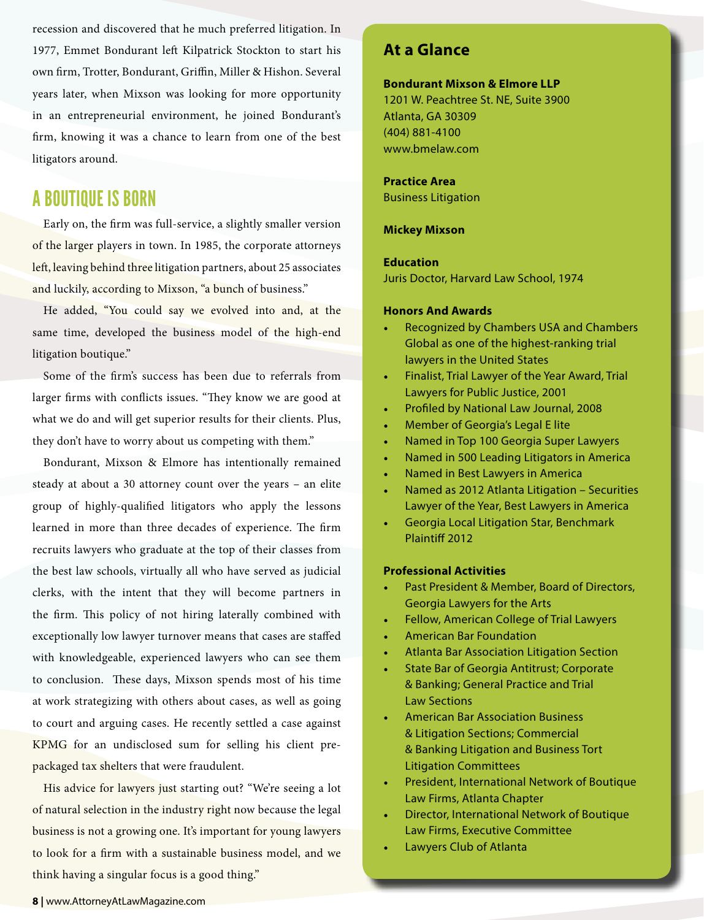recession and discovered that he much preferred litigation. In 1977, Emmet Bondurant left Kilpatrick Stockton to start his own firm, Trotter, Bondurant, Griffin, Miller & Hishon. Several years later, when Mixson was looking for more opportunity in an entrepreneurial environment, he joined Bondurant's firm, knowing it was a chance to learn from one of the best litigators around.

## A BOUTIQUE IS BORN

Early on, the firm was full-service, a slightly smaller version of the larger players in town. In 1985, the corporate attorneys left, leaving behind three litigation partners, about 25 associates and luckily, according to Mixson, "a bunch of business."

He added, "You could say we evolved into and, at the same time, developed the business model of the high-end litigation boutique."

Some of the firm's success has been due to referrals from larger firms with conflicts issues. "They know we are good at what we do and will get superior results for their clients. Plus, they don't have to worry about us competing with them."

Bondurant, Mixson & Elmore has intentionally remained steady at about a 30 attorney count over the years – an elite group of highly-qualified litigators who apply the lessons learned in more than three decades of experience. The firm recruits lawyers who graduate at the top of their classes from the best law schools, virtually all who have served as judicial clerks, with the intent that they will become partners in the firm. This policy of not hiring laterally combined with exceptionally low lawyer turnover means that cases are staffed with knowledgeable, experienced lawyers who can see them to conclusion. These days, Mixson spends most of his time at work strategizing with others about cases, as well as going to court and arguing cases. He recently settled a case against KPMG for an undisclosed sum for selling his client pre-packaged tax shelters that were fraudulent.

His advice for lawyers just starting out? "We're seeing a lot of natural selection in the industry right now because the legal business is not a growing one. It's important for young lawyers to look for a firm with a sustainable business model, and we think having a singular focus is a good thing."

## At a Glance

**Bondurant Mixson & Elmore LLP**
1201 W. Peachtree St. NE, Suite 3900
Atlanta, GA 30309
(404) 881-4100
www.bmelaw.com

**Practice Area**
Business Litigation

**Mickey Mixson**

**Education**
Juris Doctor, Harvard Law School, 1974

**Honors And Awards**

- Recognized by Chambers USA and Chambers Global as one of the highest-ranking trial lawyers in the United States
- Finalist, Trial Lawyer of the Year Award, Trial Lawyers for Public Justice, 2001
- Profiled by National Law Journal, 2008
- Member of Georgia's Legal E lite
- Named in Top 100 Georgia Super Lawyers
- Named in 500 Leading Litigators in America
- Named in Best Lawyers in America
- Named as 2012 Atlanta Litigation – Securities Lawyer of the Year, Best Lawyers in America
- Georgia Local Litigation Star, Benchmark Plaintiff 2012

**Professional Activities**

- Past President & Member, Board of Directors, Georgia Lawyers for the Arts
- Fellow, American College of Trial Lawyers
- American Bar Foundation
- Atlanta Bar Association Litigation Section
- State Bar of Georgia Antitrust; Corporate & Banking; General Practice and Trial Law Sections
- American Bar Association Business & Litigation Sections; Commercial & Banking Litigation and Business Tort Litigation Committees
- President, International Network of Boutique Law Firms, Atlanta Chapter
- Director, International Network of Boutique Law Firms, Executive Committee
- Lawyers Club of Atlanta